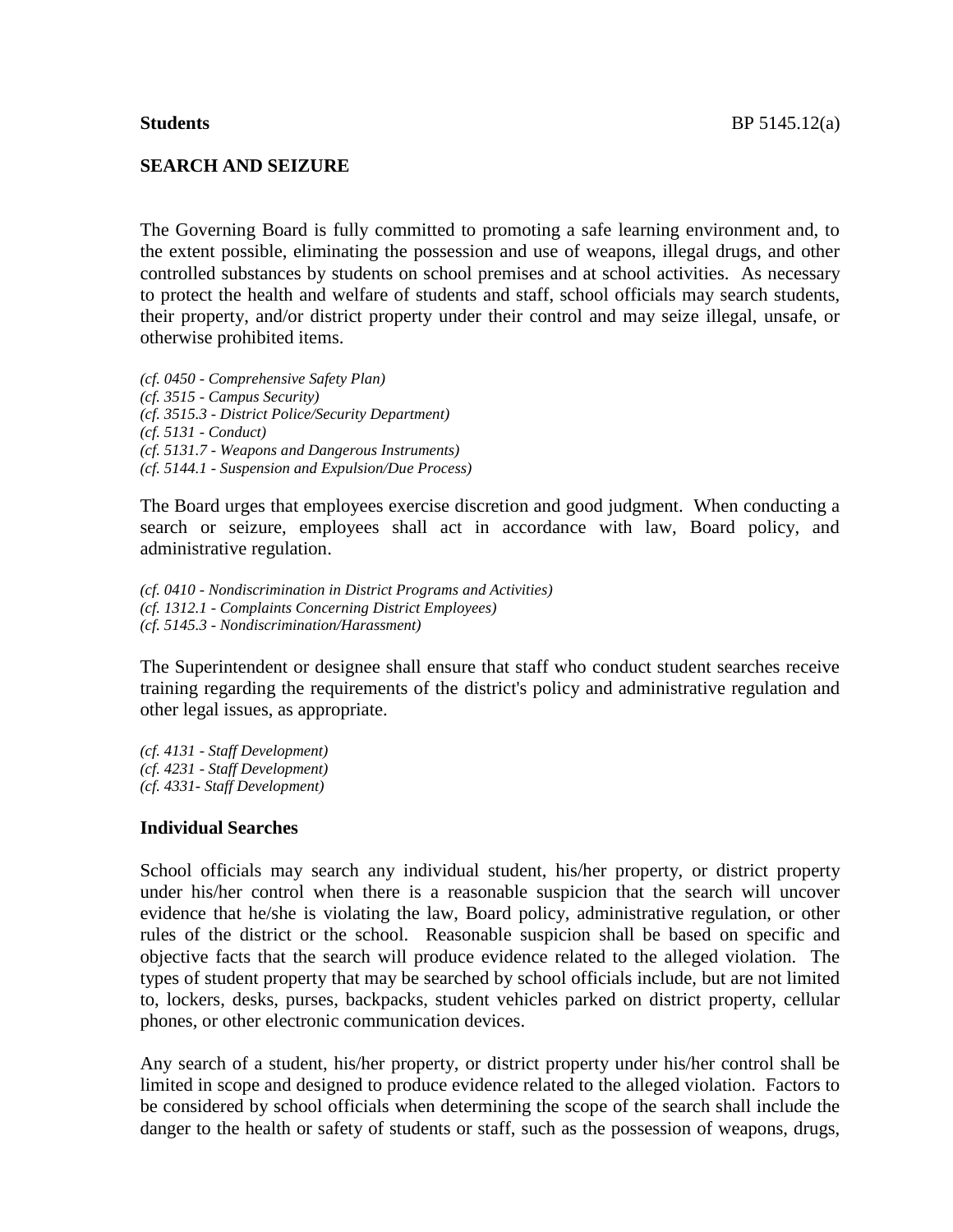**Students**

## SEARCH AND SEIZURE

The Governing Board is fully committed to promoting a safe learning environment and, to the extent possible, eliminating the possession and use of weapons, illegal drugs, and other controlled substances by students on school premises and at school activities. As necessary to protect the health and welfare of students and staff, school officials may search students, their property, and/or district property under their control and may seize illegal, unsafe, or otherwise prohibited items.

*(cf. 0450 - Comprehensive Safety Plan)*
*(cf. 3515 - Campus Security)*
*(cf. 3515.3 - District Police/Security Department)*
*(cf. 5131 - Conduct)*
*(cf. 5131.7 - Weapons and Dangerous Instruments)*
*(cf. 5144.1 - Suspension and Expulsion/Due Process)*

The Board urges that employees exercise discretion and good judgment. When conducting a search or seizure, employees shall act in accordance with law, Board policy, and administrative regulation.

*(cf. 0410 - Nondiscrimination in District Programs and Activities)*
*(cf. 1312.1 - Complaints Concerning District Employees)*
*(cf. 5145.3 - Nondiscrimination/Harassment)*

The Superintendent or designee shall ensure that staff who conduct student searches receive training regarding the requirements of the district's policy and administrative regulation and other legal issues, as appropriate.

*(cf. 4131 - Staff Development)*
*(cf. 4231 - Staff Development)*
*(cf. 4331- Staff Development)*

### Individual Searches

School officials may search any individual student, his/her property, or district property under his/her control when there is a reasonable suspicion that the search will uncover evidence that he/she is violating the law, Board policy, administrative regulation, or other rules of the district or the school. Reasonable suspicion shall be based on specific and objective facts that the search will produce evidence related to the alleged violation. The types of student property that may be searched by school officials include, but are not limited to, lockers, desks, purses, backpacks, student vehicles parked on district property, cellular phones, or other electronic communication devices.

Any search of a student, his/her property, or district property under his/her control shall be limited in scope and designed to produce evidence related to the alleged violation. Factors to be considered by school officials when determining the scope of the search shall include the danger to the health or safety of students or staff, such as the possession of weapons, drugs,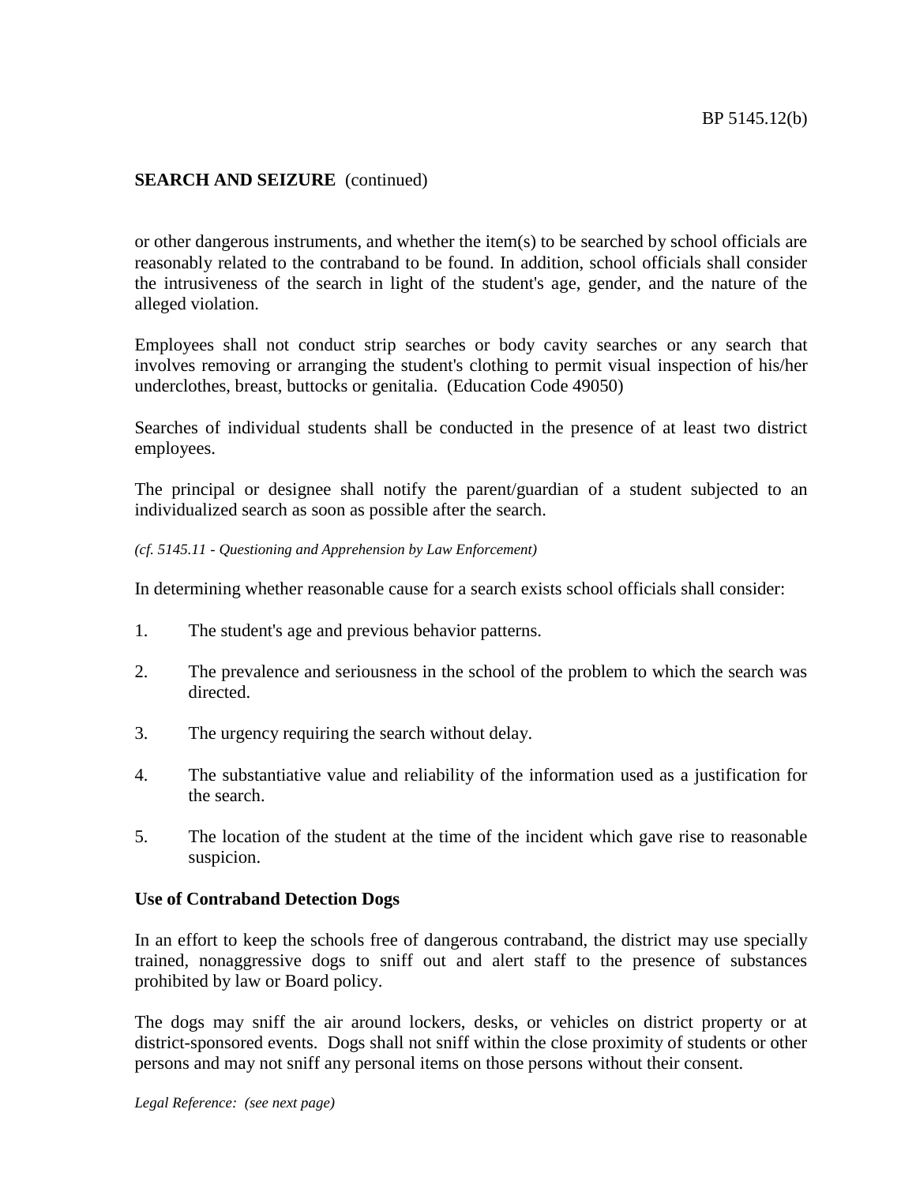**SEARCH AND SEIZURE** (continued)

or other dangerous instruments, and whether the item(s) to be searched by school officials are reasonably related to the contraband to be found. In addition, school officials shall consider the intrusiveness of the search in light of the student's age, gender, and the nature of the alleged violation.

Employees shall not conduct strip searches or body cavity searches or any search that involves removing or arranging the student's clothing to permit visual inspection of his/her underclothes, breast, buttocks or genitalia. (Education Code 49050)

Searches of individual students shall be conducted in the presence of at least two district employees.

The principal or designee shall notify the parent/guardian of a student subjected to an individualized search as soon as possible after the search.

*(cf. 5145.11 - Questioning and Apprehension by Law Enforcement)*

In determining whether reasonable cause for a search exists school officials shall consider:

1. The student's age and previous behavior patterns.
2. The prevalence and seriousness in the school of the problem to which the search was directed.
3. The urgency requiring the search without delay.
4. The substantiative value and reliability of the information used as a justification for the search.
5. The location of the student at the time of the incident which gave rise to reasonable suspicion.

**Use of Contraband Detection Dogs**

In an effort to keep the schools free of dangerous contraband, the district may use specially trained, nonaggressive dogs to sniff out and alert staff to the presence of substances prohibited by law or Board policy.

The dogs may sniff the air around lockers, desks, or vehicles on district property or at district-sponsored events. Dogs shall not sniff within the close proximity of students or other persons and may not sniff any personal items on those persons without their consent.

*Legal Reference: (see next page)*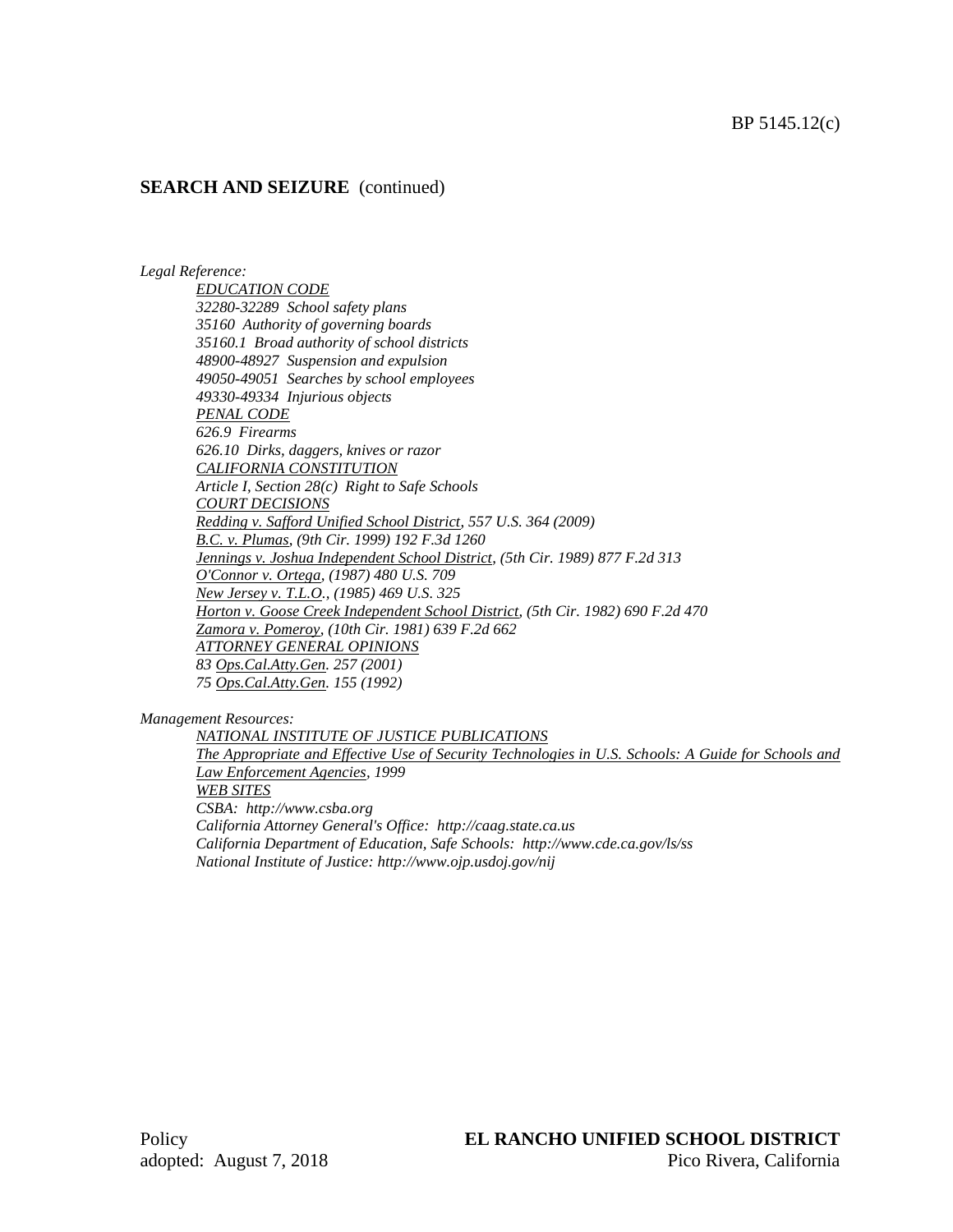**SEARCH AND SEIZURE** (continued)

*Legal Reference:*

*EDUCATION CODE*
*32280-32289 School safety plans*
*35160 Authority of governing boards*
*35160.1 Broad authority of school districts*
*48900-48927 Suspension and expulsion*
*49050-49051 Searches by school employees*
*49330-49334 Injurious objects*
*PENAL CODE*
*626.9 Firearms*
*626.10 Dirks, daggers, knives or razor*
*CALIFORNIA CONSTITUTION*
*Article I, Section 28(c) Right to Safe Schools*
*COURT DECISIONS*
*Redding v. Safford Unified School District, 557 U.S. 364 (2009)*
*B.C. v. Plumas, (9th Cir. 1999) 192 F.3d 1260*
*Jennings v. Joshua Independent School District, (5th Cir. 1989) 877 F.2d 313*
*O'Connor v. Ortega, (1987) 480 U.S. 709*
*New Jersey v. T.L.O., (1985) 469 U.S. 325*
*Horton v. Goose Creek Independent School District, (5th Cir. 1982) 690 F.2d 470*
*Zamora v. Pomeroy, (10th Cir. 1981) 639 F.2d 662*
*ATTORNEY GENERAL OPINIONS*
*83 Ops.Cal.Atty.Gen. 257 (2001)*
*75 Ops.Cal.Atty.Gen. 155 (1992)*

*Management Resources:*

*NATIONAL INSTITUTE OF JUSTICE PUBLICATIONS*
*The Appropriate and Effective Use of Security Technologies in U.S. Schools: A Guide for Schools and Law Enforcement Agencies, 1999*
*WEB SITES*
*CSBA: http://www.csba.org*
*California Attorney General's Office: http://caag.state.ca.us*
*California Department of Education, Safe Schools: http://www.cde.ca.gov/ls/ss*
*National Institute of Justice: http://www.ojp.usdoj.gov/nij*

Policy
adopted: August 7, 2018

**EL RANCHO UNIFIED SCHOOL DISTRICT**
Pico Rivera, California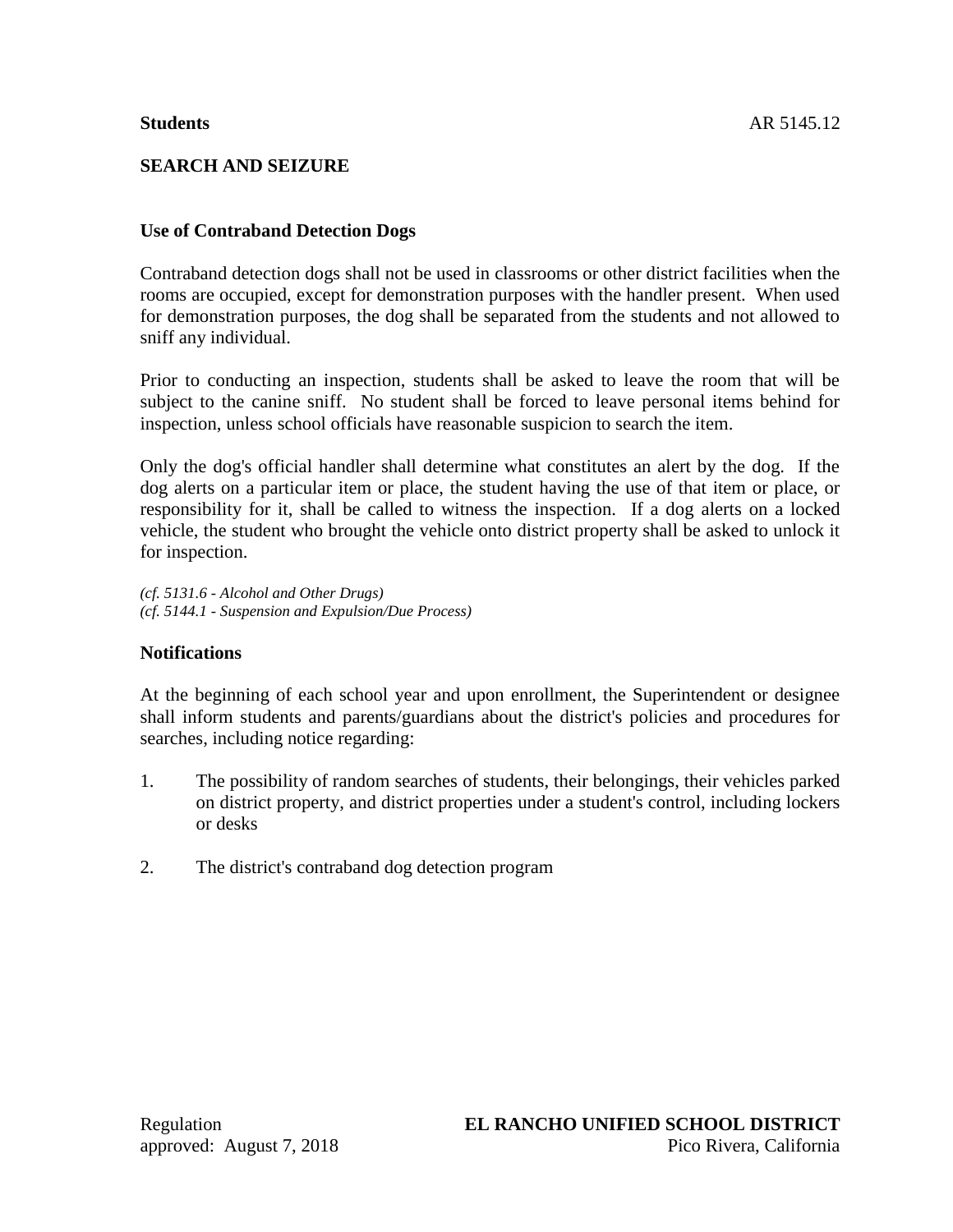**Students** AR 5145.12

## SEARCH AND SEIZURE

### Use of Contraband Detection Dogs

Contraband detection dogs shall not be used in classrooms or other district facilities when the rooms are occupied, except for demonstration purposes with the handler present. When used for demonstration purposes, the dog shall be separated from the students and not allowed to sniff any individual.

Prior to conducting an inspection, students shall be asked to leave the room that will be subject to the canine sniff. No student shall be forced to leave personal items behind for inspection, unless school officials have reasonable suspicion to search the item.

Only the dog's official handler shall determine what constitutes an alert by the dog. If the dog alerts on a particular item or place, the student having the use of that item or place, or responsibility for it, shall be called to witness the inspection. If a dog alerts on a locked vehicle, the student who brought the vehicle onto district property shall be asked to unlock it for inspection.

*(cf. 5131.6 - Alcohol and Other Drugs)*
*(cf. 5144.1 - Suspension and Expulsion/Due Process)*

### Notifications

At the beginning of each school year and upon enrollment, the Superintendent or designee shall inform students and parents/guardians about the district's policies and procedures for searches, including notice regarding:

1. The possibility of random searches of students, their belongings, their vehicles parked on district property, and district properties under a student's control, including lockers or desks

2. The district's contraband dog detection program

Regulation **EL RANCHO UNIFIED SCHOOL DISTRICT**
approved: August 7, 2018 Pico Rivera, California